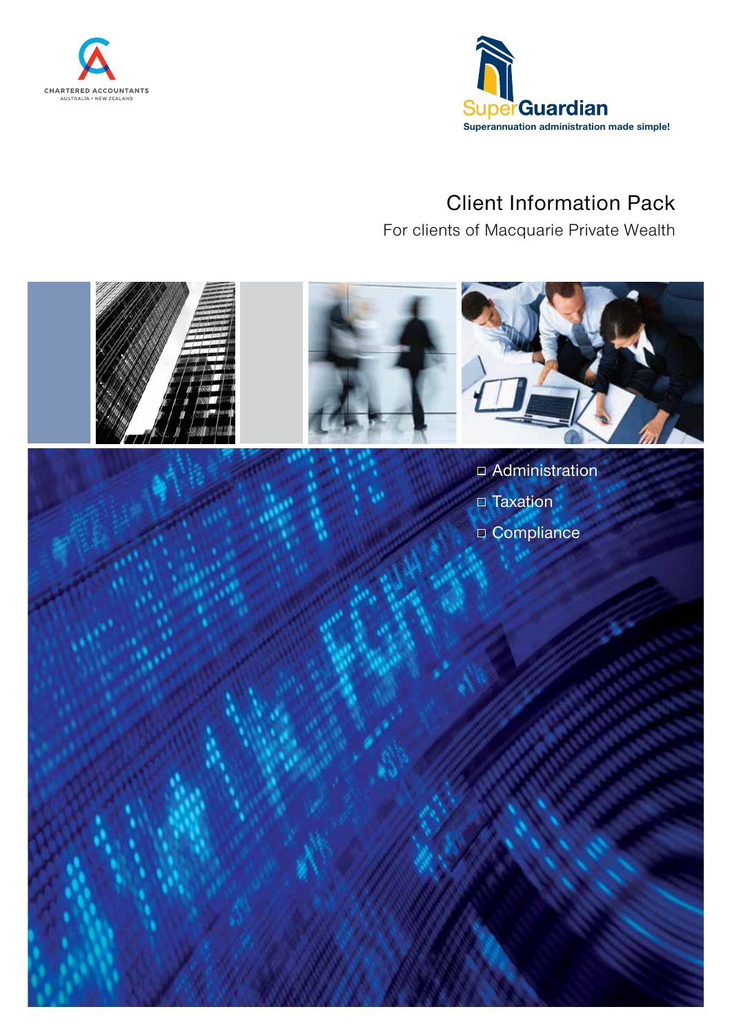CHARTERED ACCOUNTANTS
AUSTRALIA + NEW ZEALAND

SuperGuardian
Superannuation administration made simple!

# Client Information Pack

For clients of Macquarie Private Wealth

- Administration
- Taxation
- Compliance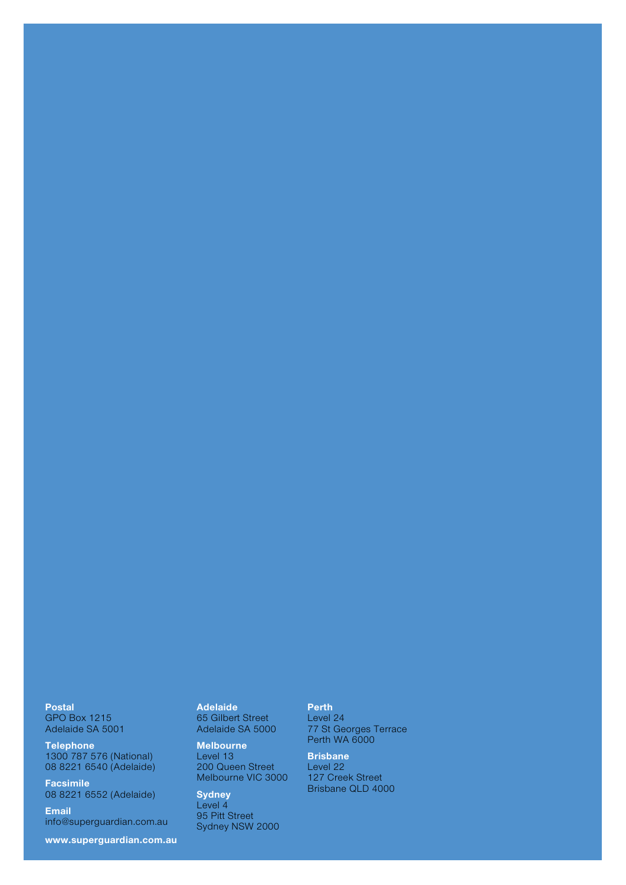**Postal**
GPO Box 1215
Adelaide SA 5001

**Telephone**
1300 787 576 (National)
08 8221 6540 (Adelaide)

**Facsimile**
08 8221 6552 (Adelaide)

**Email**
info@superguardian.com.au

**www.superguardian.com.au**

**Adelaide**
65 Gilbert Street
Adelaide SA 5000

**Melbourne**
Level 13
200 Queen Street
Melbourne VIC 3000

**Sydney**
Level 4
95 Pitt Street
Sydney NSW 2000

**Perth**
Level 24
77 St Georges Terrace
Perth WA 6000

**Brisbane**
Level 22
127 Creek Street
Brisbane QLD 4000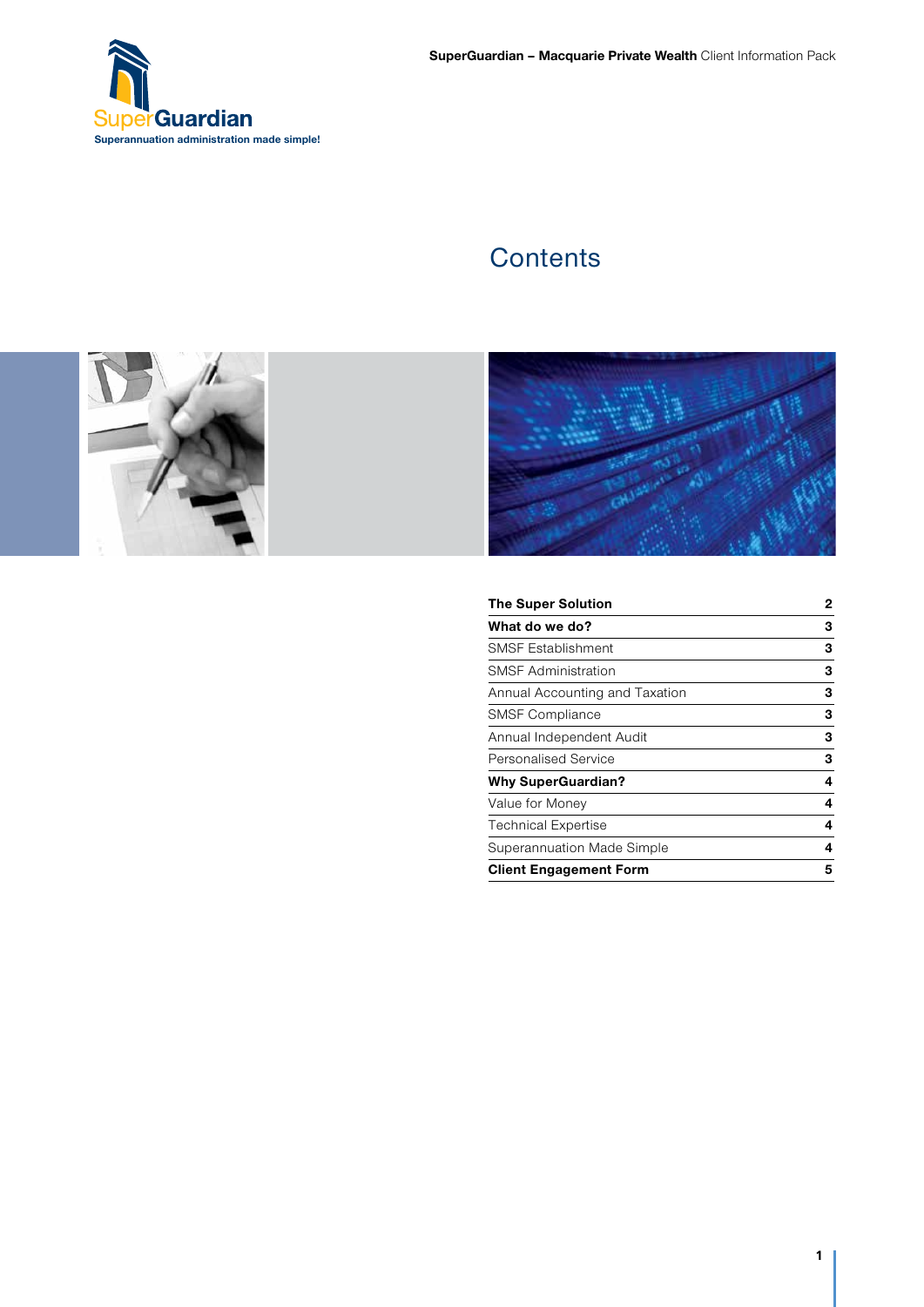SuperGuardian
Superannuation administration made simple!

# Contents

| | |
|---|---|
| **The Super Solution** | **2** |
| **What do we do?** | **3** |
| SMSF Establishment | **3** |
| SMSF Administration | **3** |
| Annual Accounting and Taxation | **3** |
| SMSF Compliance | **3** |
| Annual Independent Audit | **3** |
| Personalised Service | **3** |
| **Why SuperGuardian?** | **4** |
| Value for Money | **4** |
| Technical Expertise | **4** |
| Superannuation Made Simple | **4** |
| **Client Engagement Form** | **5** |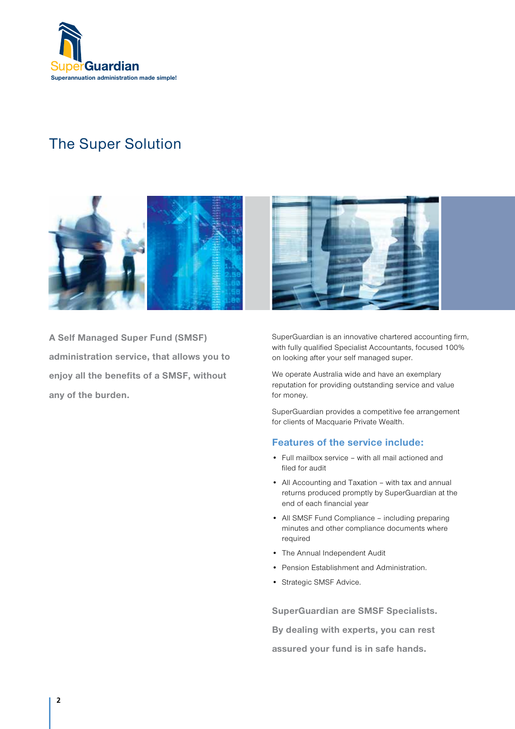SuperGuardian

Superannuation administration made simple!

# The Super Solution

**A Self Managed Super Fund (SMSF) administration service, that allows you to enjoy all the benefits of a SMSF, without any of the burden.**

SuperGuardian is an innovative chartered accounting firm, with fully qualified Specialist Accountants, focused 100% on looking after your self managed super.

We operate Australia wide and have an exemplary reputation for providing outstanding service and value for money.

SuperGuardian provides a competitive fee arrangement for clients of Macquarie Private Wealth.

## Features of the service include:

- Full mailbox service – with all mail actioned and filed for audit
- All Accounting and Taxation – with tax and annual returns produced promptly by SuperGuardian at the end of each financial year
- All SMSF Fund Compliance – including preparing minutes and other compliance documents where required
- The Annual Independent Audit
- Pension Establishment and Administration.
- Strategic SMSF Advice.

**SuperGuardian are SMSF Specialists. By dealing with experts, you can rest assured your fund is in safe hands.**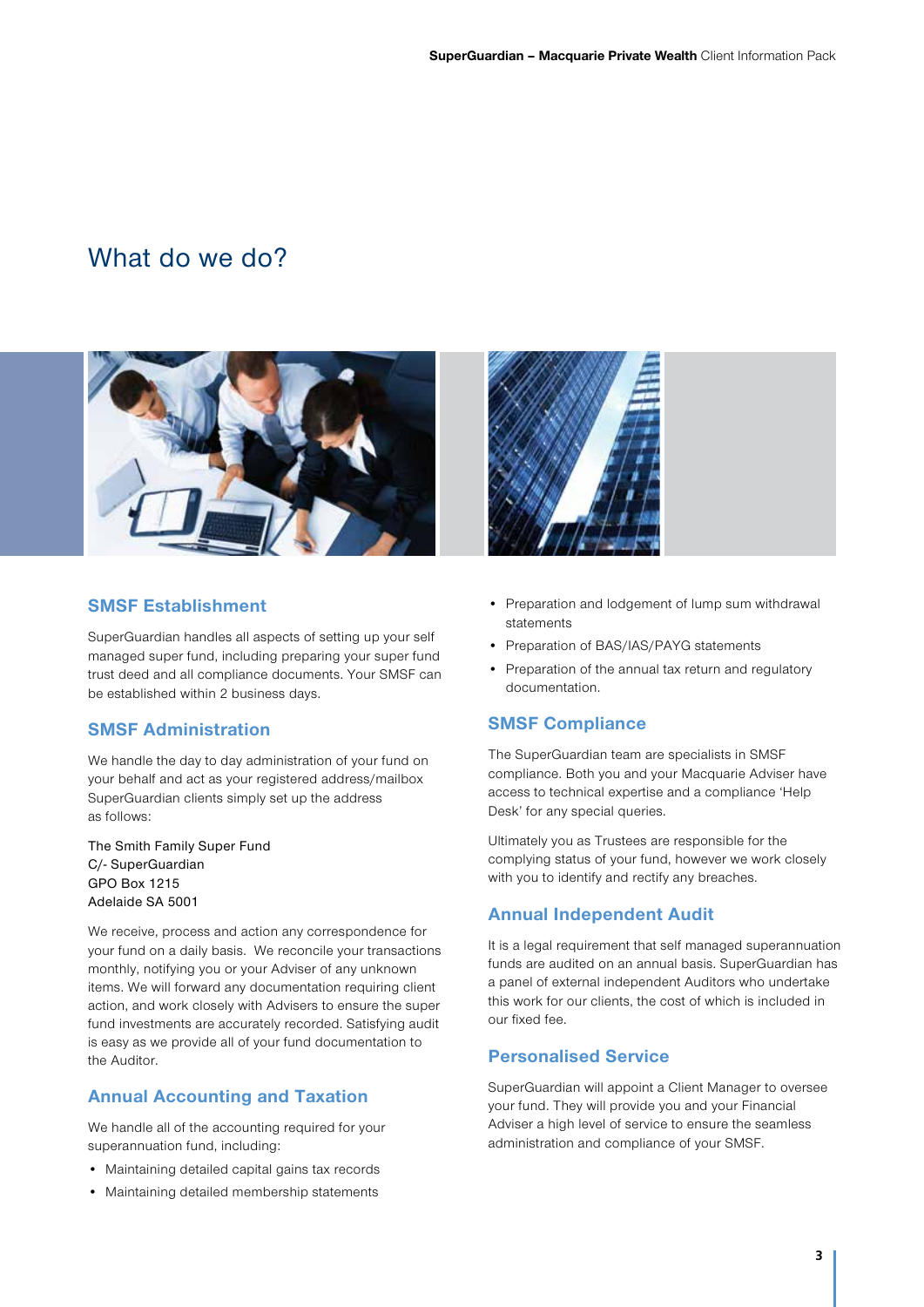# What do we do?

## SMSF Establishment

SuperGuardian handles all aspects of setting up your self managed super fund, including preparing your super fund trust deed and all compliance documents. Your SMSF can be established within 2 business days.

## SMSF Administration

We handle the day to day administration of your fund on your behalf and act as your registered address/mailbox SuperGuardian clients simply set up the address as follows:

The Smith Family Super Fund
C/- SuperGuardian
GPO Box 1215
Adelaide SA 5001

We receive, process and action any correspondence for your fund on a daily basis. We reconcile your transactions monthly, notifying you or your Adviser of any unknown items. We will forward any documentation requiring client action, and work closely with Advisers to ensure the super fund investments are accurately recorded. Satisfying audit is easy as we provide all of your fund documentation to the Auditor.

## Annual Accounting and Taxation

We handle all of the accounting required for your superannuation fund, including:

- Maintaining detailed capital gains tax records
- Maintaining detailed membership statements
- Preparation and lodgement of lump sum withdrawal statements
- Preparation of BAS/IAS/PAYG statements
- Preparation of the annual tax return and regulatory documentation.

## SMSF Compliance

The SuperGuardian team are specialists in SMSF compliance. Both you and your Macquarie Adviser have access to technical expertise and a compliance 'Help Desk' for any special queries.

Ultimately you as Trustees are responsible for the complying status of your fund, however we work closely with you to identify and rectify any breaches.

## Annual Independent Audit

It is a legal requirement that self managed superannuation funds are audited on an annual basis. SuperGuardian has a panel of external independent Auditors who undertake this work for our clients, the cost of which is included in our fixed fee.

## Personalised Service

SuperGuardian will appoint a Client Manager to oversee your fund. They will provide you and your Financial Adviser a high level of service to ensure the seamless administration and compliance of your SMSF.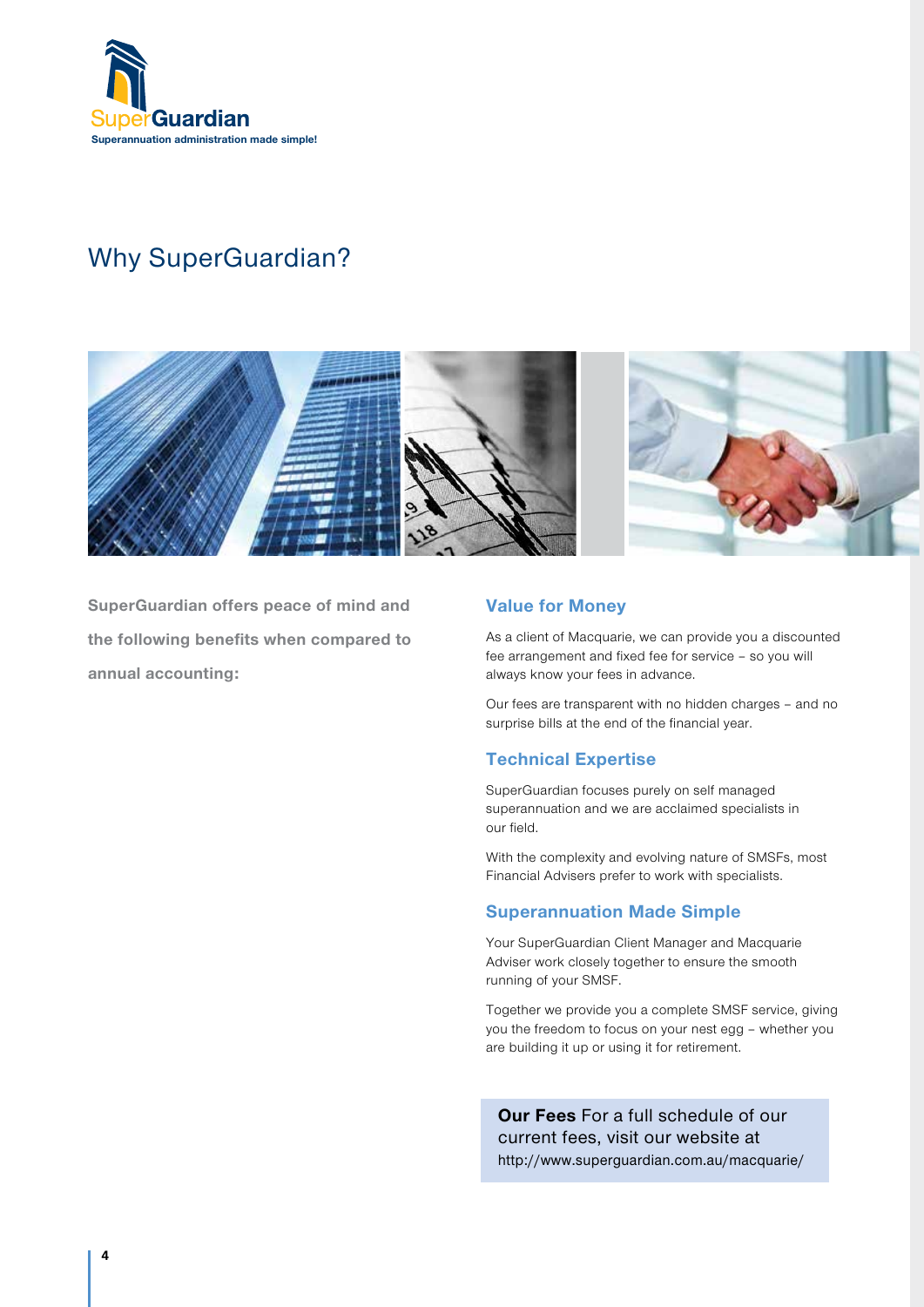SuperGuardian

Superannuation administration made simple!

# Why SuperGuardian?

**SuperGuardian offers peace of mind and the following benefits when compared to annual accounting:**

## Value for Money

As a client of Macquarie, we can provide you a discounted fee arrangement and fixed fee for service – so you will always know your fees in advance.

Our fees are transparent with no hidden charges – and no surprise bills at the end of the financial year.

## Technical Expertise

SuperGuardian focuses purely on self managed superannuation and we are acclaimed specialists in our field.

With the complexity and evolving nature of SMSFs, most Financial Advisers prefer to work with specialists.

## Superannuation Made Simple

Your SuperGuardian Client Manager and Macquarie Adviser work closely together to ensure the smooth running of your SMSF.

Together we provide you a complete SMSF service, giving you the freedom to focus on your nest egg – whether you are building it up or using it for retirement.

**Our Fees** For a full schedule of our current fees, visit our website at http://www.superguardian.com.au/macquarie/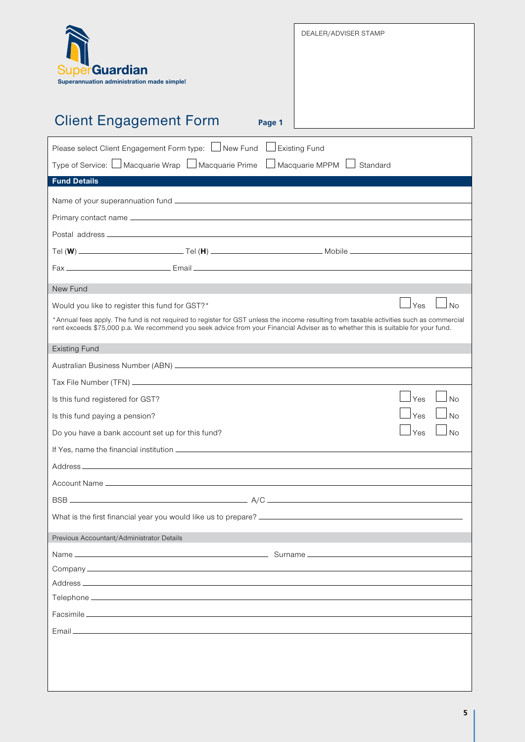SuperGuardian

Superannuation administration made simple!

DEALER/ADVISER STAMP

# Client Engagement Form

**Page 1**

Please select Client Engagement Form type: ☐ New Fund ☐ Existing Fund

Type of Service: ☐ Macquarie Wrap ☐ Macquarie Prime ☐ Macquarie MPPM ☐ Standard

## Fund Details

Name of your superannuation fund \_\_\_\_\_\_\_\_\_\_\_\_\_\_\_\_\_\_\_\_\_\_\_\_\_\_\_\_\_\_

Primary contact name \_\_\_\_\_\_\_\_\_\_\_\_\_\_\_\_\_\_\_\_\_\_\_\_\_\_\_\_\_\_

Postal address \_\_\_\_\_\_\_\_\_\_\_\_\_\_\_\_\_\_\_\_\_\_\_\_\_\_\_\_\_\_

Tel (**W**) \_\_\_\_\_\_\_\_\_\_\_\_ Tel (**H**) \_\_\_\_\_\_\_\_\_\_\_\_ Mobile \_\_\_\_\_\_\_\_\_\_\_\_

Fax \_\_\_\_\_\_\_\_\_\_\_\_ Email \_\_\_\_\_\_\_\_\_\_\_\_

### New Fund

Would you like to register this fund for GST?* ☐ Yes ☐ No

*Annual fees apply. The fund is not required to register for GST unless the income resulting from taxable activities such as commercial rent exceeds $75,000 p.a. We recommend you seek advice from your Financial Adviser as to whether this is suitable for your fund.

### Existing Fund

Australian Business Number (ABN) \_\_\_\_\_\_\_\_\_\_\_\_\_\_\_\_\_\_\_\_\_\_\_\_\_\_\_\_\_\_

Tax File Number (TFN) \_\_\_\_\_\_\_\_\_\_\_\_\_\_\_\_\_\_\_\_\_\_\_\_\_\_\_\_\_\_

Is this fund registered for GST? ☐ Yes ☐ No

Is this fund paying a pension? ☐ Yes ☐ No

Do you have a bank account set up for this fund? ☐ Yes ☐ No

If Yes, name the financial institution \_\_\_\_\_\_\_\_\_\_\_\_\_\_\_\_\_\_\_\_\_\_\_\_\_\_\_\_\_\_

Address \_\_\_\_\_\_\_\_\_\_\_\_\_\_\_\_\_\_\_\_\_\_\_\_\_\_\_\_\_\_

Account Name \_\_\_\_\_\_\_\_\_\_\_\_\_\_\_\_\_\_\_\_\_\_\_\_\_\_\_\_\_\_

BSB \_\_\_\_\_\_\_\_\_\_\_\_ A/C \_\_\_\_\_\_\_\_\_\_\_\_

What is the first financial year you would like us to prepare? \_\_\_\_\_\_\_\_\_\_\_\_\_\_\_\_\_\_\_\_\_\_\_\_\_\_\_\_\_\_

### Previous Accountant/Administrator Details

Name \_\_\_\_\_\_\_\_\_\_\_\_ Surname \_\_\_\_\_\_\_\_\_\_\_\_

Company \_\_\_\_\_\_\_\_\_\_\_\_\_\_\_\_\_\_\_\_\_\_\_\_\_\_\_\_\_\_

Address \_\_\_\_\_\_\_\_\_\_\_\_\_\_\_\_\_\_\_\_\_\_\_\_\_\_\_\_\_\_

Telephone \_\_\_\_\_\_\_\_\_\_\_\_\_\_\_\_\_\_\_\_\_\_\_\_\_\_\_\_\_\_

Facsimile \_\_\_\_\_\_\_\_\_\_\_\_\_\_\_\_\_\_\_\_\_\_\_\_\_\_\_\_\_\_

Email \_\_\_\_\_\_\_\_\_\_\_\_\_\_\_\_\_\_\_\_\_\_\_\_\_\_\_\_\_\_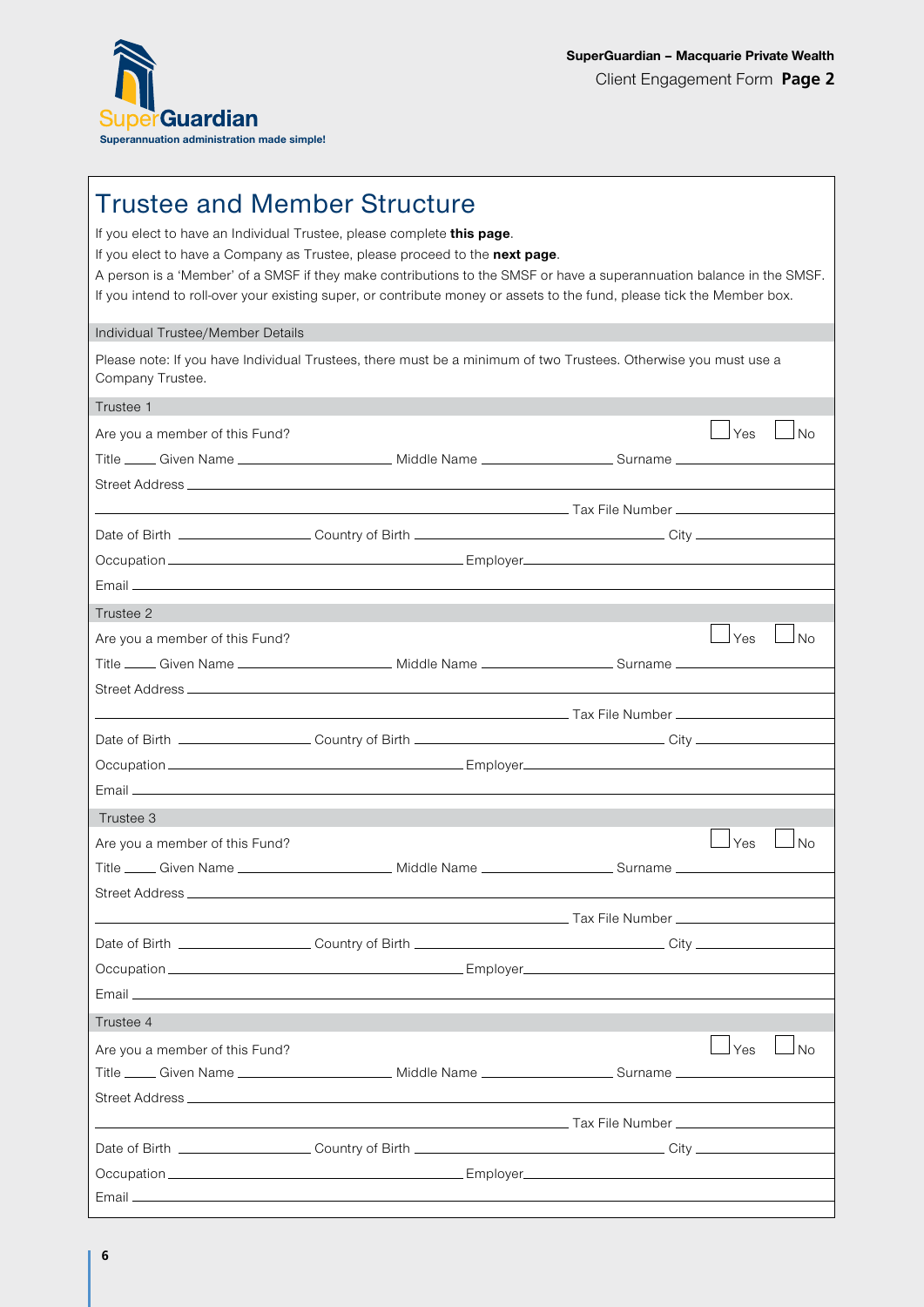# Trustee and Member Structure

If you elect to have an Individual Trustee, please complete **this page**.

If you elect to have a Company as Trustee, please proceed to the **next page**.

A person is a 'Member' of a SMSF if they make contributions to the SMSF or have a superannuation balance in the SMSF.

If you intend to roll-over your existing super, or contribute money or assets to the fund, please tick the Member box.

## Individual Trustee/Member Details

Please note: If you have Individual Trustees, there must be a minimum of two Trustees. Otherwise you must use a Company Trustee.

### Trustee 1

Are you a member of this Fund? ☐ Yes ☐ No

Title ____ Given Name ____________________ Middle Name ________________ Surname ____________________

Street Address ______________________________________________________________________________

______________________________________________________ Tax File Number ____________________

Date of Birth ________________ Country of Birth ______________________________ City ____________________

Occupation ____________________________________ Employer ____________________________________

Email ______________________________________________________________________________

### Trustee 2

Are you a member of this Fund? ☐ Yes ☐ No

Title ____ Given Name ____________________ Middle Name ________________ Surname ____________________

Street Address ______________________________________________________________________________

______________________________________________________ Tax File Number ____________________

Date of Birth ________________ Country of Birth ______________________________ City ____________________

Occupation ____________________________________ Employer ____________________________________

Email ______________________________________________________________________________

### Trustee 3

Are you a member of this Fund? ☐ Yes ☐ No

Title ____ Given Name ____________________ Middle Name ________________ Surname ____________________

Street Address ______________________________________________________________________________

______________________________________________________ Tax File Number ____________________

Date of Birth ________________ Country of Birth ______________________________ City ____________________

Occupation ____________________________________ Employer ____________________________________

Email ______________________________________________________________________________

### Trustee 4

Are you a member of this Fund? ☐ Yes ☐ No

Title ____ Given Name ____________________ Middle Name ________________ Surname ____________________

Street Address ______________________________________________________________________________

______________________________________________________ Tax File Number ____________________

Date of Birth ________________ Country of Birth ______________________________ City ____________________

Occupation ____________________________________ Employer ____________________________________

Email ______________________________________________________________________________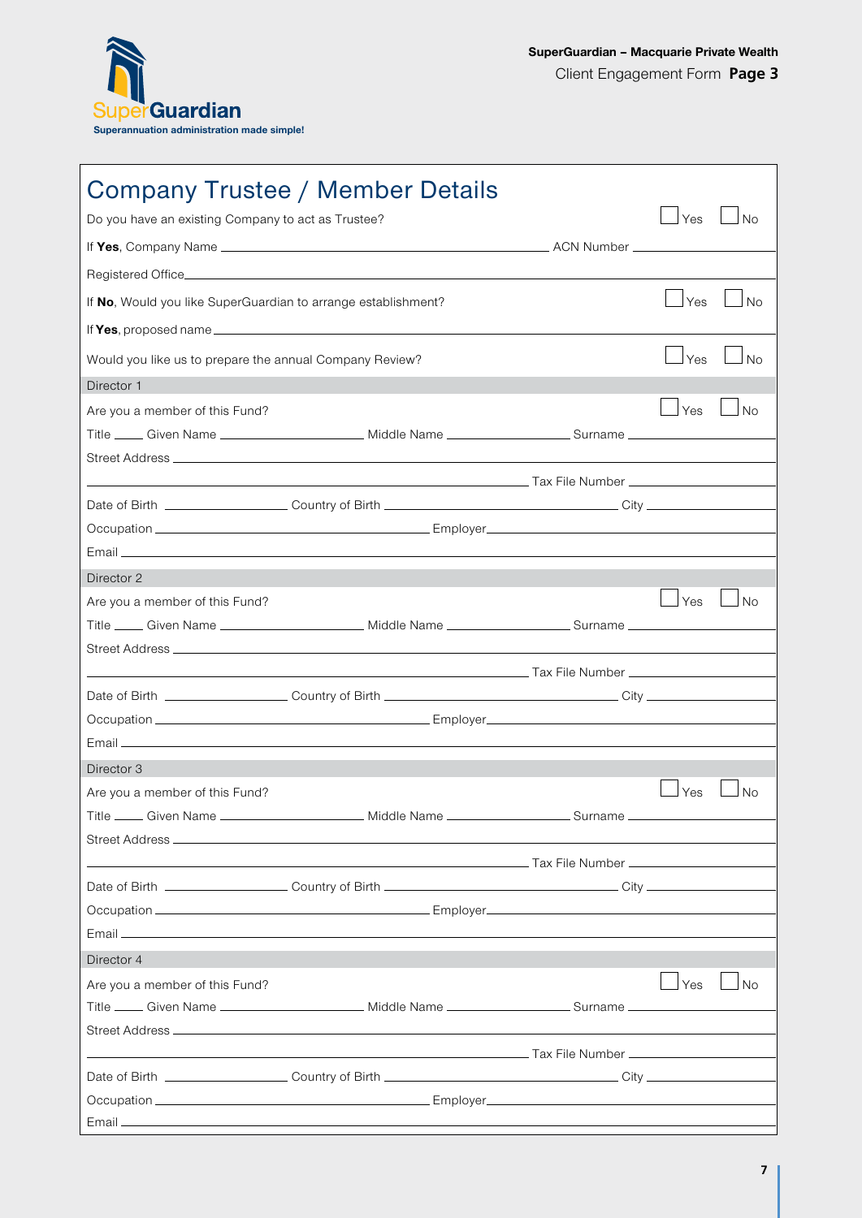# Company Trustee / Member Details

Do you have an existing Company to act as Trustee? ☐ Yes ☐ No

If **Yes**, Company Name ______________________ ACN Number ______________

Registered Office ______________________________________________

If **No**, Would you like SuperGuardian to arrange establishment? ☐ Yes ☐ No

If **Yes**, proposed name ______________________________________________

Would you like us to prepare the annual Company Review? ☐ Yes ☐ No

## Director 1

Are you a member of this Fund? ☐ Yes ☐ No

Title ____ Given Name ______________ Middle Name ______________ Surname ______________

Street Address ______________________________________________

______________________________ Tax File Number ______________

Date of Birth ______________ Country of Birth ______________ City ______________

Occupation ______________________ Employer ______________________

Email ______________________________________________

## Director 2

Are you a member of this Fund? ☐ Yes ☐ No

Title ____ Given Name ______________ Middle Name ______________ Surname ______________

Street Address ______________________________________________

______________________________ Tax File Number ______________

Date of Birth ______________ Country of Birth ______________ City ______________

Occupation ______________________ Employer ______________________

Email ______________________________________________

## Director 3

Are you a member of this Fund? ☐ Yes ☐ No

Title ____ Given Name ______________ Middle Name ______________ Surname ______________

Street Address ______________________________________________

______________________________ Tax File Number ______________

Date of Birth ______________ Country of Birth ______________ City ______________

Occupation ______________________ Employer ______________________

Email ______________________________________________

## Director 4

Are you a member of this Fund? ☐ Yes ☐ No

Title ____ Given Name ______________ Middle Name ______________ Surname ______________

Street Address ______________________________________________

______________________________ Tax File Number ______________

Date of Birth ______________ Country of Birth ______________ City ______________

Occupation ______________________ Employer ______________________

Email ______________________________________________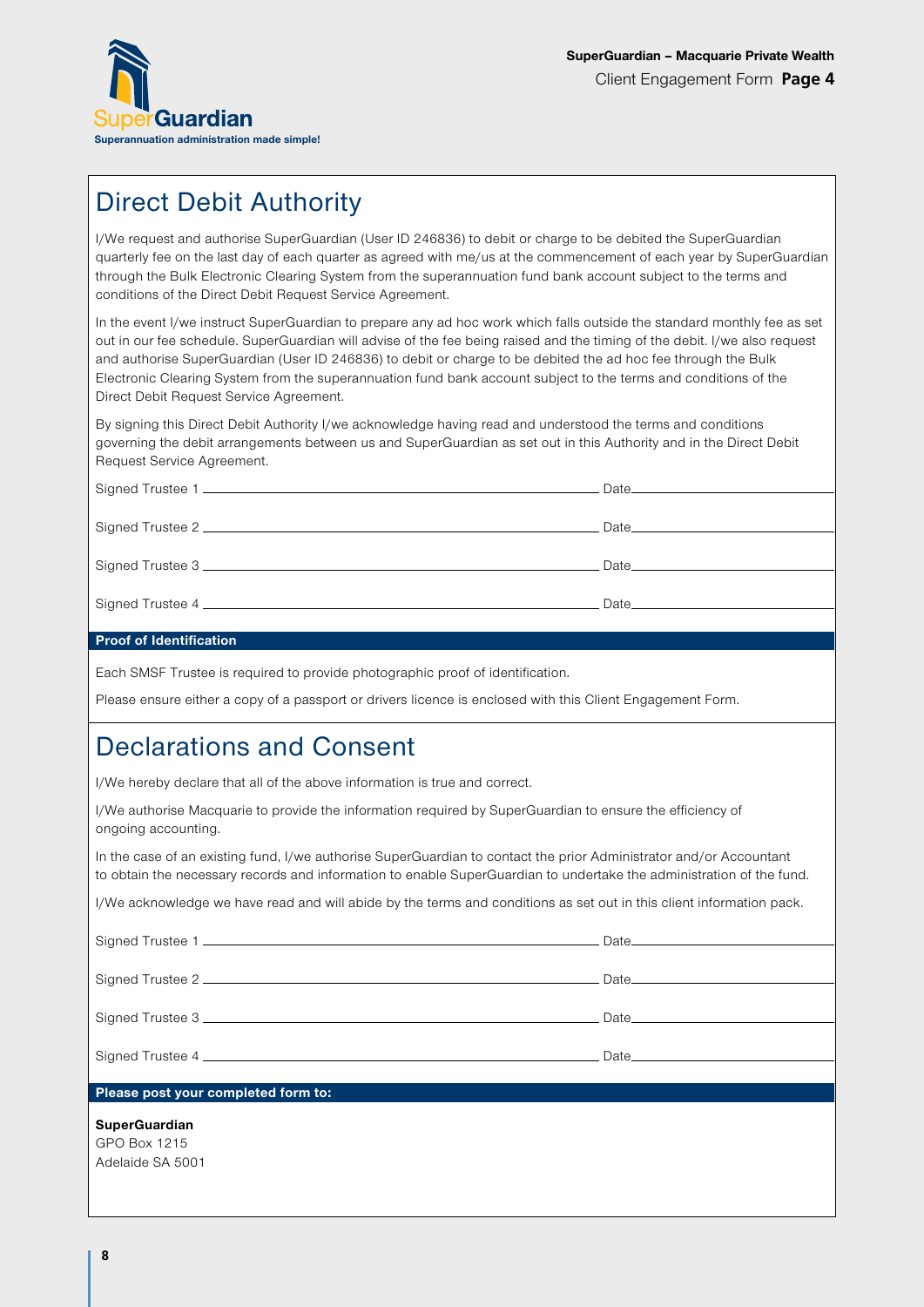# Direct Debit Authority

I/We request and authorise SuperGuardian (User ID 246836) to debit or charge to be debited the SuperGuardian quarterly fee on the last day of each quarter as agreed with me/us at the commencement of each year by SuperGuardian through the Bulk Electronic Clearing System from the superannuation fund bank account subject to the terms and conditions of the Direct Debit Request Service Agreement.

In the event I/we instruct SuperGuardian to prepare any ad hoc work which falls outside the standard monthly fee as set out in our fee schedule. SuperGuardian will advise of the fee being raised and the timing of the debit. I/we also request and authorise SuperGuardian (User ID 246836) to debit or charge to be debited the ad hoc fee through the Bulk Electronic Clearing System from the superannuation fund bank account subject to the terms and conditions of the Direct Debit Request Service Agreement.

By signing this Direct Debit Authority I/we acknowledge having read and understood the terms and conditions governing the debit arrangements between us and SuperGuardian as set out in this Authority and in the Direct Debit Request Service Agreement.

Signed Trustee 1 ______________________________ Date ______________

Signed Trustee 2 ______________________________ Date ______________

Signed Trustee 3 ______________________________ Date ______________

Signed Trustee 4 ______________________________ Date ______________

**Proof of Identification**

Each SMSF Trustee is required to provide photographic proof of identification.

Please ensure either a copy of a passport or drivers licence is enclosed with this Client Engagement Form.

# Declarations and Consent

I/We hereby declare that all of the above information is true and correct.

I/We authorise Macquarie to provide the information required by SuperGuardian to ensure the efficiency of ongoing accounting.

In the case of an existing fund, I/we authorise SuperGuardian to contact the prior Administrator and/or Accountant to obtain the necessary records and information to enable SuperGuardian to undertake the administration of the fund.

I/We acknowledge we have read and will abide by the terms and conditions as set out in this client information pack.

Signed Trustee 1 ______________________________ Date ______________

Signed Trustee 2 ______________________________ Date ______________

Signed Trustee 3 ______________________________ Date ______________

Signed Trustee 4 ______________________________ Date ______________

**Please post your completed form to:**

**SuperGuardian**
GPO Box 1215
Adelaide SA 5001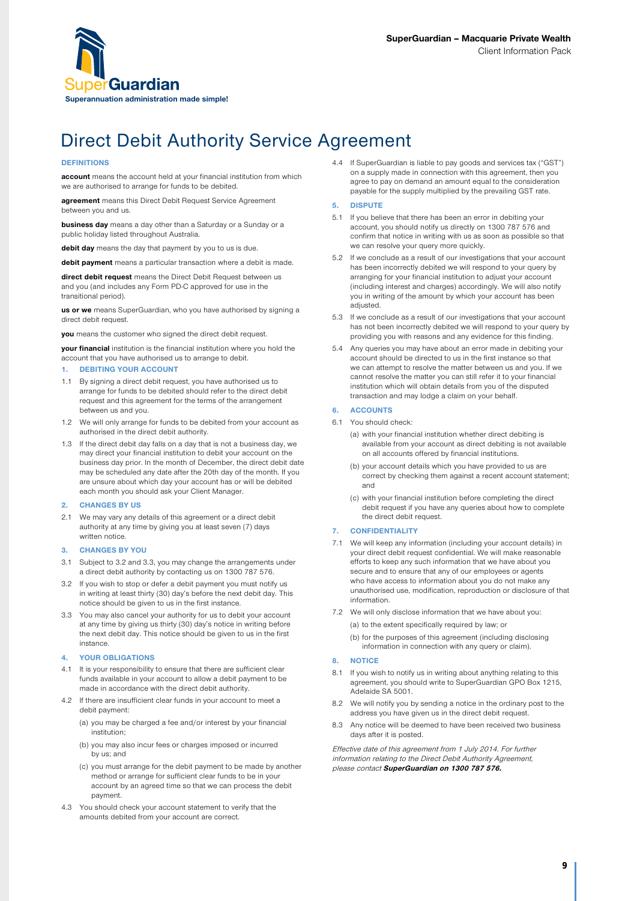# Direct Debit Authority Service Agreement

### DEFINITIONS

**account** means the account held at your financial institution from which we are authorised to arrange for funds to be debited.

**agreement** means this Direct Debit Request Service Agreement between you and us.

**business day** means a day other than a Saturday or a Sunday or a public holiday listed throughout Australia.

**debit day** means the day that payment by you to us is due.

**debit payment** means a particular transaction where a debit is made.

**direct debit request** means the Direct Debit Request between us and you (and includes any Form PD-C approved for use in the transitional period).

**us or we** means SuperGuardian, who you have authorised by signing a direct debit request.

**you** means the customer who signed the direct debit request.

**your financial** institution is the financial institution where you hold the account that you have authorised us to arrange to debit.

### 1. DEBITING YOUR ACCOUNT

1.1 By signing a direct debit request, you have authorised us to arrange for funds to be debited should refer to the direct debit request and this agreement for the terms of the arrangement between us and you.

1.2 We will only arrange for funds to be debited from your account as authorised in the direct debit authority.

1.3 If the direct debit day falls on a day that is not a business day, we may direct your financial institution to debit your account on the business day prior. In the month of December, the direct debit date may be scheduled any date after the 20th day of the month. If you are unsure about which day your account has or will be debited each month you should ask your Client Manager.

### 2. CHANGES BY US

2.1 We may vary any details of this agreement or a direct debit authority at any time by giving you at least seven (7) days written notice.

### 3. CHANGES BY YOU

3.1 Subject to 3.2 and 3.3, you may change the arrangements under a direct debit authority by contacting us on 1300 787 576.

3.2 If you wish to stop or defer a debit payment you must notify us in writing at least thirty (30) day's before the next debit day. This notice should be given to us in the first instance.

3.3 You may also cancel your authority for us to debit your account at any time by giving us thirty (30) day's notice in writing before the next debit day. This notice should be given to us in the first instance.

### 4. YOUR OBLIGATIONS

4.1 It is your responsibility to ensure that there are sufficient clear funds available in your account to allow a debit payment to be made in accordance with the direct debit authority.

4.2 If there are insufficient clear funds in your account to meet a debit payment:

(a) you may be charged a fee and/or interest by your financial institution;

(b) you may also incur fees or charges imposed or incurred by us; and

(c) you must arrange for the debit payment to be made by another method or arrange for sufficient clear funds to be in your account by an agreed time so that we can process the debit payment.

4.3 You should check your account statement to verify that the amounts debited from your account are correct.

4.4 If SuperGuardian is liable to pay goods and services tax ("GST") on a supply made in connection with this agreement, then you agree to pay on demand an amount equal to the consideration payable for the supply multiplied by the prevailing GST rate.

### 5. DISPUTE

5.1 If you believe that there has been an error in debiting your account, you should notify us directly on 1300 787 576 and confirm that notice in writing with us as soon as possible so that we can resolve your query more quickly.

5.2 If we conclude as a result of our investigations that your account has been incorrectly debited we will respond to your query by arranging for your financial institution to adjust your account (including interest and charges) accordingly. We will also notify you in writing of the amount by which your account has been adjusted.

5.3 If we conclude as a result of our investigations that your account has not been incorrectly debited we will respond to your query by providing you with reasons and any evidence for this finding.

5.4 Any queries you may have about an error made in debiting your account should be directed to us in the first instance so that we can attempt to resolve the matter between us and you. If we cannot resolve the matter you can still refer it to your financial institution which will obtain details from you of the disputed transaction and may lodge a claim on your behalf.

### 6. ACCOUNTS

6.1 You should check:

(a) with your financial institution whether direct debiting is available from your account as direct debiting is not available on all accounts offered by financial institutions.

(b) your account details which you have provided to us are correct by checking them against a recent account statement; and

(c) with your financial institution before completing the direct debit request if you have any queries about how to complete the direct debit request.

### 7. CONFIDENTIALITY

7.1 We will keep any information (including your account details) in your direct debit request confidential. We will make reasonable efforts to keep any such information that we have about you secure and to ensure that any of our employees or agents who have access to information about you do not make any unauthorised use, modification, reproduction or disclosure of that information.

7.2 We will only disclose information that we have about you:

(a) to the extent specifically required by law; or

(b) for the purposes of this agreement (including disclosing information in connection with any query or claim).

### 8. NOTICE

8.1 If you wish to notify us in writing about anything relating to this agreement, you should write to SuperGuardian GPO Box 1215, Adelaide SA 5001.

8.2 We will notify you by sending a notice in the ordinary post to the address you have given us in the direct debit request.

8.3 Any notice will be deemed to have been received two business days after it is posted.

*Effective date of this agreement from 1 July 2014. For further information relating to the Direct Debit Authority Agreement, please contact* ***SuperGuardian on 1300 787 576.***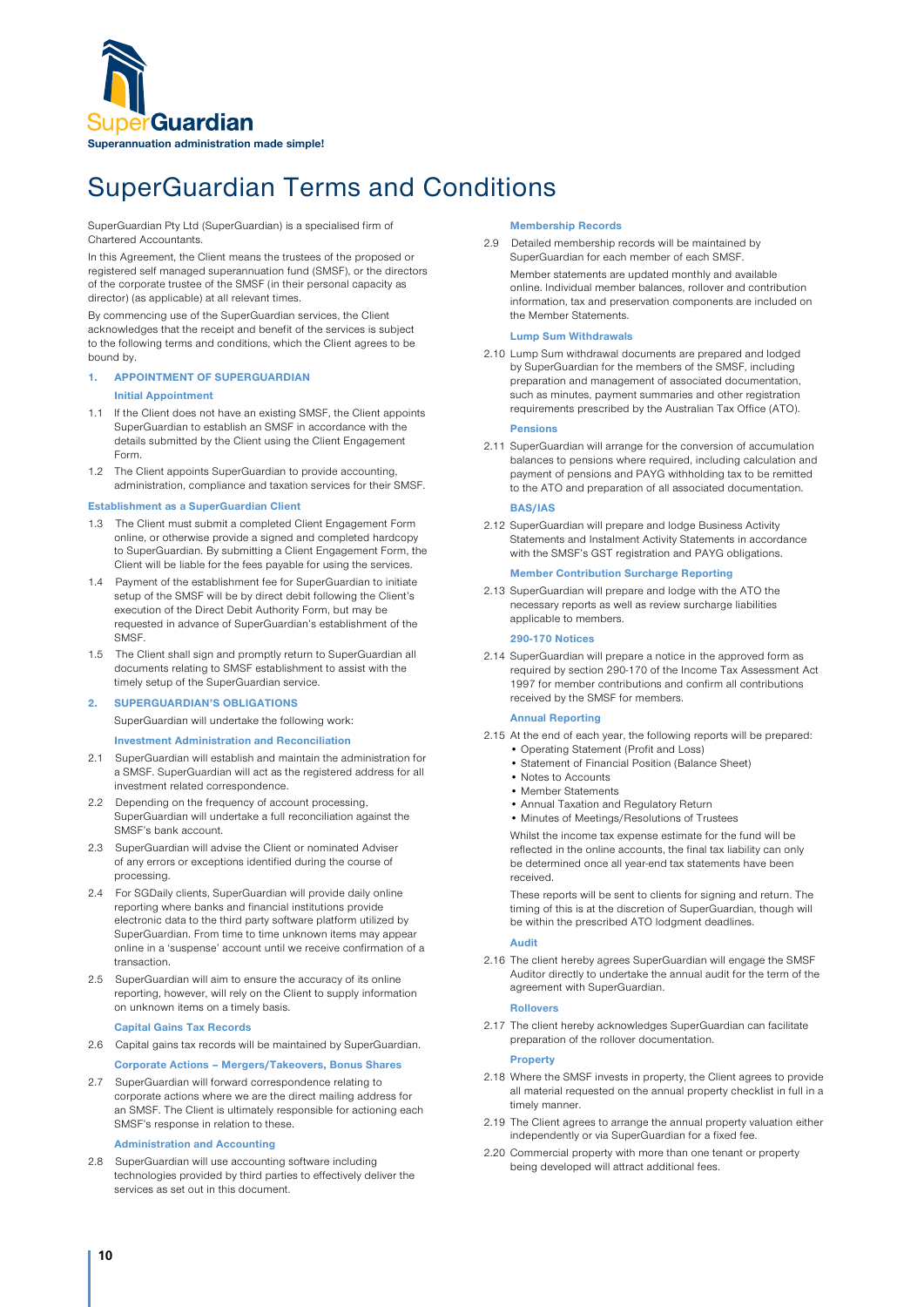SuperGuardian

Superannuation administration made simple!

# SuperGuardian Terms and Conditions

SuperGuardian Pty Ltd (SuperGuardian) is a specialised firm of Chartered Accountants.

In this Agreement, the Client means the trustees of the proposed or registered self managed superannuation fund (SMSF), or the directors of the corporate trustee of the SMSF (in their personal capacity as director) (as applicable) at all relevant times.

By commencing use of the SuperGuardian services, the Client acknowledges that the receipt and benefit of the services is subject to the following terms and conditions, which the Client agrees to be bound by.

## 1. APPOINTMENT OF SUPERGUARDIAN

### Initial Appointment

1.1 If the Client does not have an existing SMSF, the Client appoints SuperGuardian to establish an SMSF in accordance with the details submitted by the Client using the Client Engagement Form.

1.2 The Client appoints SuperGuardian to provide accounting, administration, compliance and taxation services for their SMSF.

### Establishment as a SuperGuardian Client

1.3 The Client must submit a completed Client Engagement Form online, or otherwise provide a signed and completed hardcopy to SuperGuardian. By submitting a Client Engagement Form, the Client will be liable for the fees payable for using the services.

1.4 Payment of the establishment fee for SuperGuardian to initiate setup of the SMSF will be by direct debit following the Client's execution of the Direct Debit Authority Form, but may be requested in advance of SuperGuardian's establishment of the SMSF.

1.5 The Client shall sign and promptly return to SuperGuardian all documents relating to SMSF establishment to assist with the timely setup of the SuperGuardian service.

## 2. SUPERGUARDIAN'S OBLIGATIONS

SuperGuardian will undertake the following work:

### Investment Administration and Reconciliation

2.1 SuperGuardian will establish and maintain the administration for a SMSF. SuperGuardian will act as the registered address for all investment related correspondence.

2.2 Depending on the frequency of account processing, SuperGuardian will undertake a full reconciliation against the SMSF's bank account.

2.3 SuperGuardian will advise the Client or nominated Adviser of any errors or exceptions identified during the course of processing.

2.4 For SGDaily clients, SuperGuardian will provide daily online reporting where banks and financial institutions provide electronic data to the third party software platform utilized by SuperGuardian. From time to time unknown items may appear online in a 'suspense' account until we receive confirmation of a transaction.

2.5 SuperGuardian will aim to ensure the accuracy of its online reporting, however, will rely on the Client to supply information on unknown items on a timely basis.

### Capital Gains Tax Records

2.6 Capital gains tax records will be maintained by SuperGuardian.

### Corporate Actions – Mergers/Takeovers, Bonus Shares

2.7 SuperGuardian will forward correspondence relating to corporate actions where we are the direct mailing address for an SMSF. The Client is ultimately responsible for actioning each SMSF's response in relation to these.

### Administration and Accounting

2.8 SuperGuardian will use accounting software including technologies provided by third parties to effectively deliver the services as set out in this document.

### Membership Records

2.9 Detailed membership records will be maintained by SuperGuardian for each member of each SMSF.

Member statements are updated monthly and available online. Individual member balances, rollover and contribution information, tax and preservation components are included on the Member Statements.

### Lump Sum Withdrawals

2.10 Lump Sum withdrawal documents are prepared and lodged by SuperGuardian for the members of the SMSF, including preparation and management of associated documentation, such as minutes, payment summaries and other registration requirements prescribed by the Australian Tax Office (ATO).

### Pensions

2.11 SuperGuardian will arrange for the conversion of accumulation balances to pensions where required, including calculation and payment of pensions and PAYG withholding tax to be remitted to the ATO and preparation of all associated documentation.

### BAS/IAS

2.12 SuperGuardian will prepare and lodge Business Activity Statements and Instalment Activity Statements in accordance with the SMSF's GST registration and PAYG obligations.

### Member Contribution Surcharge Reporting

2.13 SuperGuardian will prepare and lodge with the ATO the necessary reports as well as review surcharge liabilities applicable to members.

### 290-170 Notices

2.14 SuperGuardian will prepare a notice in the approved form as required by section 290-170 of the Income Tax Assessment Act 1997 for member contributions and confirm all contributions received by the SMSF for members.

### Annual Reporting

2.15 At the end of each year, the following reports will be prepared:

- Operating Statement (Profit and Loss)
- Statement of Financial Position (Balance Sheet)
- Notes to Accounts
- Member Statements
- Annual Taxation and Regulatory Return
- Minutes of Meetings/Resolutions of Trustees

Whilst the income tax expense estimate for the fund will be reflected in the online accounts, the final tax liability can only be determined once all year-end tax statements have been received.

These reports will be sent to clients for signing and return. The timing of this is at the discretion of SuperGuardian, though will be within the prescribed ATO lodgment deadlines.

### Audit

2.16 The client hereby agrees SuperGuardian will engage the SMSF Auditor directly to undertake the annual audit for the term of the agreement with SuperGuardian.

### Rollovers

2.17 The client hereby acknowledges SuperGuardian can facilitate preparation of the rollover documentation.

### Property

2.18 Where the SMSF invests in property, the Client agrees to provide all material requested on the annual property checklist in full in a timely manner.

2.19 The Client agrees to arrange the annual property valuation either independently or via SuperGuardian for a fixed fee.

2.20 Commercial property with more than one tenant or property being developed will attract additional fees.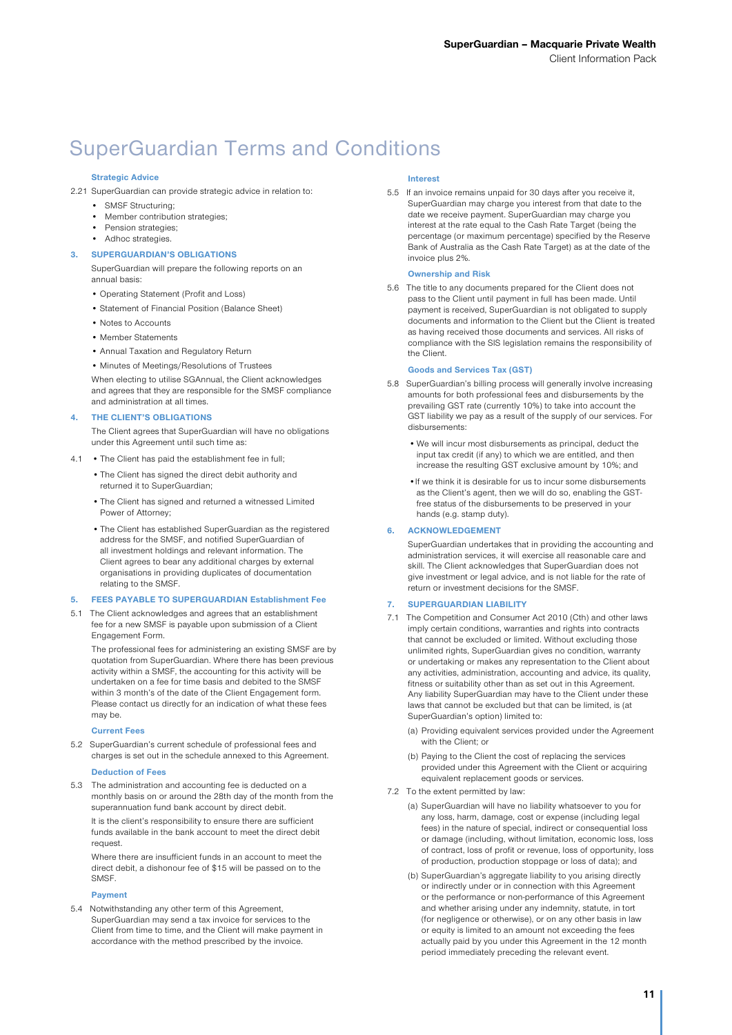# SuperGuardian Terms and Conditions

### Strategic Advice

2.21 SuperGuardian can provide strategic advice in relation to:

- SMSF Structuring;
- Member contribution strategies;
- Pension strategies;
- Adhoc strategies.

### 3. SUPERGUARDIAN'S OBLIGATIONS

SuperGuardian will prepare the following reports on an annual basis:

- Operating Statement (Profit and Loss)
- Statement of Financial Position (Balance Sheet)
- Notes to Accounts
- Member Statements
- Annual Taxation and Regulatory Return
- Minutes of Meetings/Resolutions of Trustees

When electing to utilise SGAnnual, the Client acknowledges and agrees that they are responsible for the SMSF compliance and administration at all times.

### 4. THE CLIENT'S OBLIGATIONS

The Client agrees that SuperGuardian will have no obligations under this Agreement until such time as:

4.1
- The Client has paid the establishment fee in full;
- The Client has signed the direct debit authority and returned it to SuperGuardian;
- The Client has signed and returned a witnessed Limited Power of Attorney;
- The Client has established SuperGuardian as the registered address for the SMSF, and notified SuperGuardian of all investment holdings and relevant information. The Client agrees to bear any additional charges by external organisations in providing duplicates of documentation relating to the SMSF.

### 5. FEES PAYABLE TO SUPERGUARDIAN Establishment Fee

5.1 The Client acknowledges and agrees that an establishment fee for a new SMSF is payable upon submission of a Client Engagement Form.

The professional fees for administering an existing SMSF are by quotation from SuperGuardian. Where there has been previous activity within a SMSF, the accounting for this activity will be undertaken on a fee for time basis and debited to the SMSF within 3 month's of the date of the Client Engagement form. Please contact us directly for an indication of what these fees may be.

#### Current Fees

5.2 SuperGuardian's current schedule of professional fees and charges is set out in the schedule annexed to this Agreement.

#### Deduction of Fees

5.3 The administration and accounting fee is deducted on a monthly basis on or around the 28th day of the month from the superannuation fund bank account by direct debit.

It is the client's responsibility to ensure there are sufficient funds available in the bank account to meet the direct debit request.

Where there are insufficient funds in an account to meet the direct debit, a dishonour fee of $15 will be passed on to the SMSF.

#### Payment

5.4 Notwithstanding any other term of this Agreement, SuperGuardian may send a tax invoice for services to the Client from time to time, and the Client will make payment in accordance with the method prescribed by the invoice.

#### Interest

5.5 If an invoice remains unpaid for 30 days after you receive it, SuperGuardian may charge you interest from that date to the date we receive payment. SuperGuardian may charge you interest at the rate equal to the Cash Rate Target (being the percentage (or maximum percentage) specified by the Reserve Bank of Australia as the Cash Rate Target) as at the date of the invoice plus 2%.

#### Ownership and Risk

5.6 The title to any documents prepared for the Client does not pass to the Client until payment in full has been made. Until payment is received, SuperGuardian is not obligated to supply documents and information to the Client but the Client is treated as having received those documents and services. All risks of compliance with the SIS legislation remains the responsibility of the Client.

#### Goods and Services Tax (GST)

5.8 SuperGuardian's billing process will generally involve increasing amounts for both professional fees and disbursements by the prevailing GST rate (currently 10%) to take into account the GST liability we pay as a result of the supply of our services. For disbursements:

- We will incur most disbursements as principal, deduct the input tax credit (if any) to which we are entitled, and then increase the resulting GST exclusive amount by 10%; and
- If we think it is desirable for us to incur some disbursements as the Client's agent, then we will do so, enabling the GST-free status of the disbursements to be preserved in your hands (e.g. stamp duty).

### 6. ACKNOWLEDGEMENT

SuperGuardian undertakes that in providing the accounting and administration services, it will exercise all reasonable care and skill. The Client acknowledges that SuperGuardian does not give investment or legal advice, and is not liable for the rate of return or investment decisions for the SMSF.

### 7. SUPERGUARDIAN LIABILITY

7.1 The Competition and Consumer Act 2010 (Cth) and other laws imply certain conditions, warranties and rights into contracts that cannot be excluded or limited. Without excluding those unlimited rights, SuperGuardian gives no condition, warranty or undertaking or makes any representation to the Client about any activities, administration, accounting and advice, its quality, fitness or suitability other than as set out in this Agreement. Any liability SuperGuardian may have to the Client under these laws that cannot be excluded but that can be limited, is (at SuperGuardian's option) limited to:

(a) Providing equivalent services provided under the Agreement with the Client; or

(b) Paying to the Client the cost of replacing the services provided under this Agreement with the Client or acquiring equivalent replacement goods or services.

7.2 To the extent permitted by law:

(a) SuperGuardian will have no liability whatsoever to you for any loss, harm, damage, cost or expense (including legal fees) in the nature of special, indirect or consequential loss or damage (including, without limitation, economic loss, loss of contract, loss of profit or revenue, loss of opportunity, loss of production, production stoppage or loss of data); and

(b) SuperGuardian's aggregate liability to you arising directly or indirectly under or in connection with this Agreement or the performance or non-performance of this Agreement and whether arising under any indemnity, statute, in tort (for negligence or otherwise), or on any other basis in law or equity is limited to an amount not exceeding the fees actually paid by you under this Agreement in the 12 month period immediately preceding the relevant event.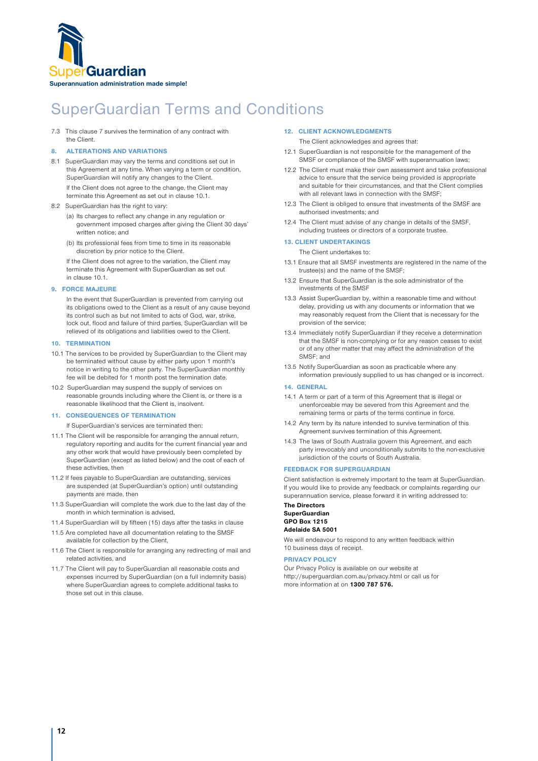SuperGuardian

Superannuation administration made simple!

# SuperGuardian Terms and Conditions

7.3 This clause 7 survives the termination of any contract with the Client.

## 8. ALTERATIONS AND VARIATIONS

8.1 SuperGuardian may vary the terms and conditions set out in this Agreement at any time. When varying a term or condition, SuperGuardian will notify any changes to the Client.

If the Client does not agree to the change, the Client may terminate this Agreement as set out in clause 10.1.

8.2 SuperGuardian has the right to vary:

(a) Its charges to reflect any change in any regulation or government imposed charges after giving the Client 30 days' written notice; and

(b) Its professional fees from time to time in its reasonable discretion by prior notice to the Client.

If the Client does not agree to the variation, the Client may terminate this Agreement with SuperGuardian as set out in clause 10.1.

## 9. FORCE MAJEURE

In the event that SuperGuardian is prevented from carrying out its obligations owed to the Client as a result of any cause beyond its control such as but not limited to acts of God, war, strike, lock out, flood and failure of third parties, SuperGuardian will be relieved of its obligations and liabilities owed to the Client.

## 10. TERMINATION

10.1 The services to be provided by SuperGuardian to the Client may be terminated without cause by either party upon 1 month's notice in writing to the other party. The SuperGuardian monthly fee will be debited for 1 month post the termination date.

10.2 SuperGuardian may suspend the supply of services on reasonable grounds including where the Client is, or there is a reasonable likelihood that the Client is, insolvent.

## 11. CONSEQUENCES OF TERMINATION

If SuperGuardian's services are terminated then:

11.1 The Client will be responsible for arranging the annual return, regulatory reporting and audits for the current financial year and any other work that would have previously been completed by SuperGuardian (except as listed below) and the cost of each of these activities, then

11.2 If fees payable to SuperGuardian are outstanding, services are suspended (at SuperGuardian's option) until outstanding payments are made, then

11.3 SuperGuardian will complete the work due to the last day of the month in which termination is advised,

11.4 SuperGuardian will by fifteen (15) days after the tasks in clause

11.5 Are completed have all documentation relating to the SMSF available for collection by the Client,

11.6 The Client is responsible for arranging any redirecting of mail and related activities, and

11.7 The Client will pay to SuperGuardian all reasonable costs and expenses incurred by SuperGuardian (on a full indemnity basis) where SuperGuardian agrees to complete additional tasks to those set out in this clause.

## 12. CLIENT ACKNOWLEDGMENTS

The Client acknowledges and agrees that:

12.1 SuperGuardian is not responsible for the management of the SMSF or compliance of the SMSF with superannuation laws;

12.2 The Client must make their own assessment and take professional advice to ensure that the service being provided is appropriate and suitable for their circumstances, and that the Client complies with all relevant laws in connection with the SMSF;

12.3 The Client is obliged to ensure that investments of the SMSF are authorised investments; and

12.4 The Client must advise of any change in details of the SMSF, including trustees or directors of a corporate trustee.

## 13. CLIENT UNDERTAKINGS

The Client undertakes to:

13.1 Ensure that all SMSF investments are registered in the name of the trustee(s) and the name of the SMSF;

13.2 Ensure that SuperGuardian is the sole administrator of the investments of the SMSF

13.3 Assist SuperGuardian by, within a reasonable time and without delay, providing us with any documents or information that we may reasonably request from the Client that is necessary for the provision of the service;

13.4 Immediately notify SuperGuardian if they receive a determination that the SMSF is non-complying or for any reason ceases to exist or of any other matter that may affect the administration of the SMSF; and

13.5 Notify SuperGuardian as soon as practicable where any information previously supplied to us has changed or is incorrect.

## 14. GENERAL

14.1 A term or part of a term of this Agreement that is illegal or unenforceable may be severed from this Agreement and the remaining terms or parts of the terms continue in force.

14.2 Any term by its nature intended to survive termination of this Agreement survives termination of this Agreement.

14.3 The laws of South Australia govern this Agreement, and each party irrevocably and unconditionally submits to the non-exclusive jurisdiction of the courts of South Australia.

## FEEDBACK FOR SUPERGUARDIAN

Client satisfaction is extremely important to the team at SuperGuardian. If you would like to provide any feedback or complaints regarding our superannuation service, please forward it in writing addressed to:

**The Directors**
**SuperGuardian**
**GPO Box 1215**
**Adelaide SA 5001**

We will endeavour to respond to any written feedback within 10 business days of receipt.

## PRIVACY POLICY

Our Privacy Policy is available on our website at http://superguardian.com.au/privacy.html or call us for more information at on **1300 787 576.**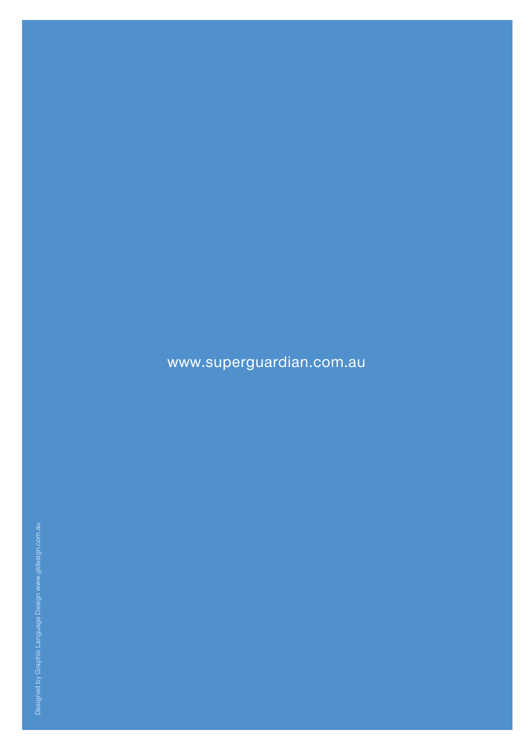www.superguardian.com.au

Designed by Graphic Language Design www.gldesign.com.au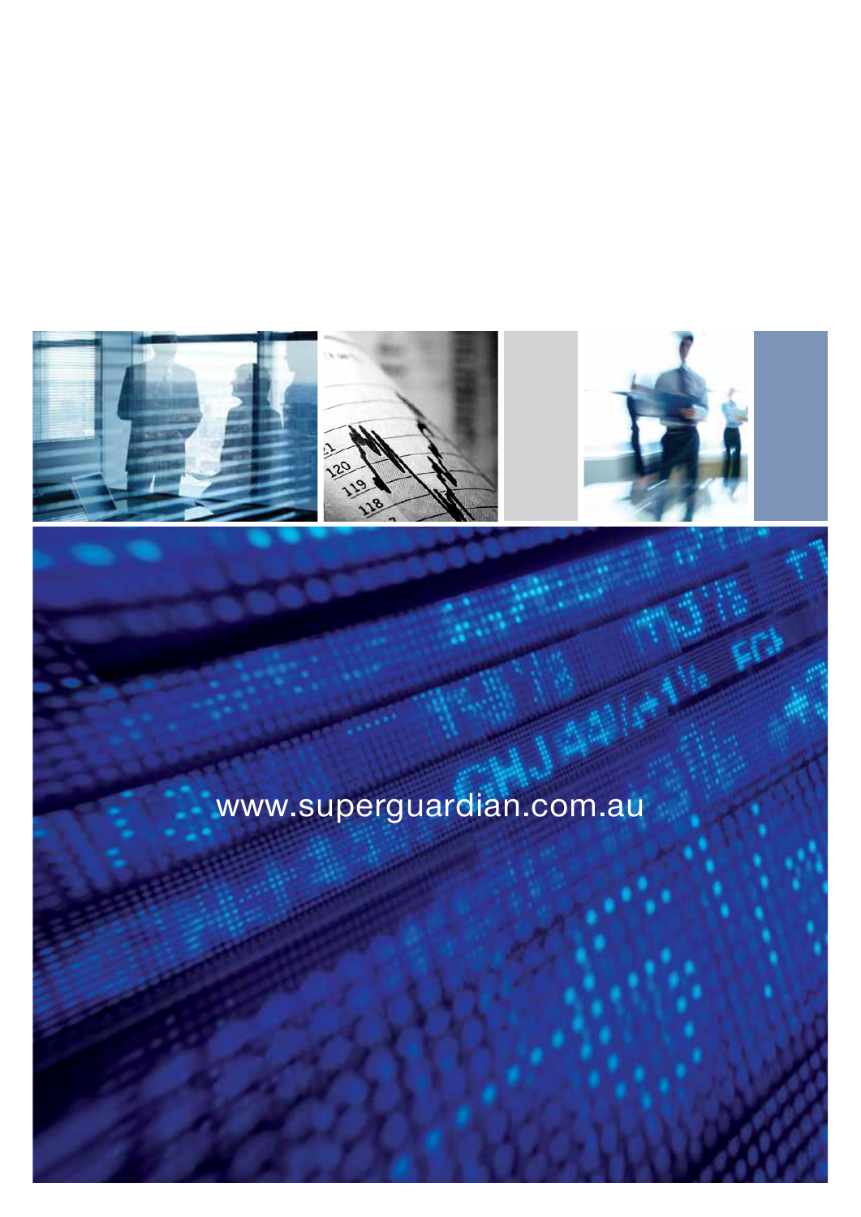www.superguardian.com.au